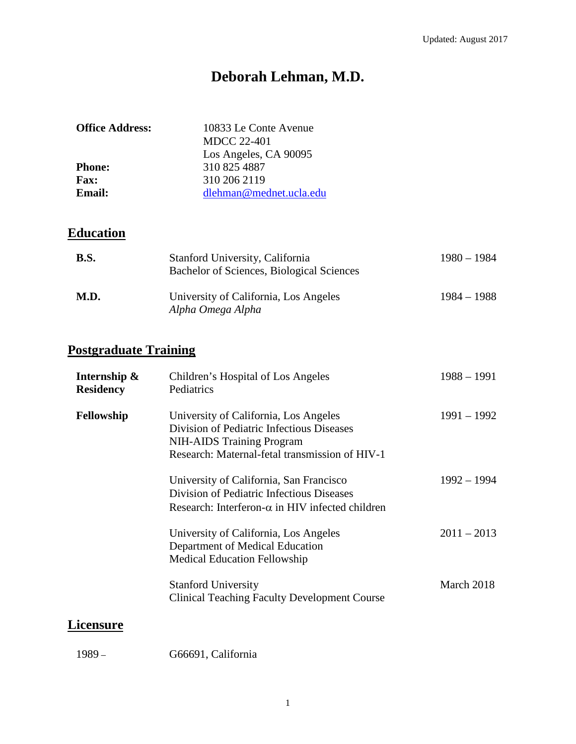Updated: August 2017

# Deborah Lehman, M.D.

| | |
|---|---|
| **Office Address:** | 10833 Le Conte Avenue<br>MDCC 22-401<br>Los Angeles, CA 90095 |
| **Phone:** | 310 825 4887 |
| **Fax:** | 310 206 2119 |
| **Email:** | dlehman@mednet.ucla.edu |

## Education

| | | |
|---|---|---|
| **B.S.** | Stanford University, California<br>Bachelor of Sciences, Biological Sciences | 1980 – 1984 |
| **M.D.** | University of California, Los Angeles<br>*Alpha Omega Alpha* | 1984 – 1988 |

## Postgraduate Training

| | | |
|---|---|---|
| **Internship & Residency** | Children's Hospital of Los Angeles<br>Pediatrics | 1988 – 1991 |
| **Fellowship** | University of California, Los Angeles<br>Division of Pediatric Infectious Diseases<br>NIH-AIDS Training Program<br>Research: Maternal-fetal transmission of HIV-1 | 1991 – 1992 |
| | University of California, San Francisco<br>Division of Pediatric Infectious Diseases<br>Research: Interferon-$\alpha$ in HIV infected children | 1992 – 1994 |
| | University of California, Los Angeles<br>Department of Medical Education<br>Medical Education Fellowship | 2011 – 2013 |
| | Stanford University<br>Clinical Teaching Faculty Development Course | March 2018 |

## Licensure

| | |
|---|---|
| 1989 – | G66691, California |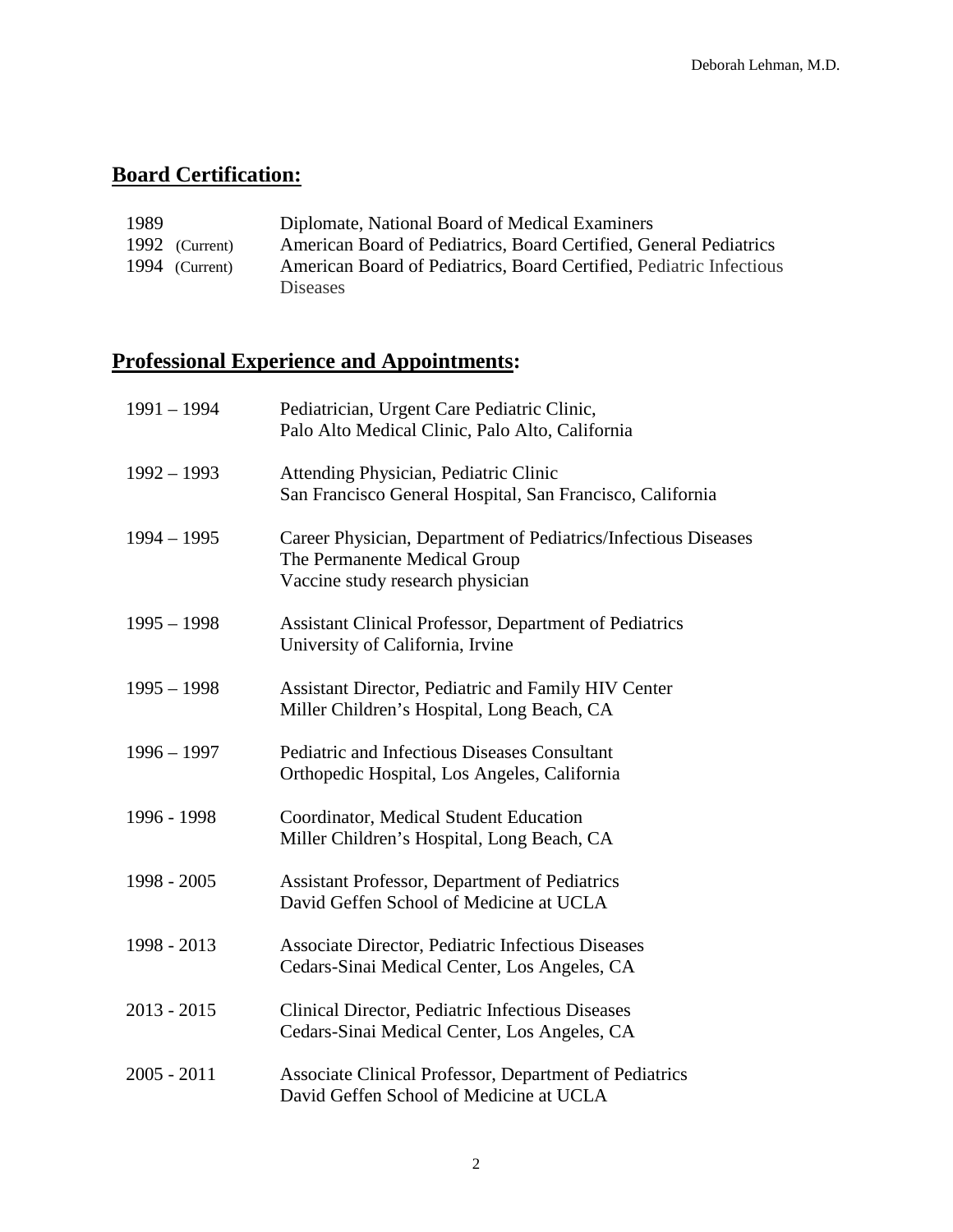## Board Certification:

| | |
|---|---|
| 1989 | Diplomate, National Board of Medical Examiners |
| 1992 (Current) | American Board of Pediatrics, Board Certified, General Pediatrics |
| 1994 (Current) | American Board of Pediatrics, Board Certified, Pediatric Infectious Diseases |

## Professional Experience and Appointments:

| | |
|---|---|
| 1991 – 1994 | Pediatrician, Urgent Care Pediatric Clinic, Palo Alto Medical Clinic, Palo Alto, California |
| 1992 – 1993 | Attending Physician, Pediatric Clinic San Francisco General Hospital, San Francisco, California |
| 1994 – 1995 | Career Physician, Department of Pediatrics/Infectious Diseases The Permanente Medical Group Vaccine study research physician |
| 1995 – 1998 | Assistant Clinical Professor, Department of Pediatrics University of California, Irvine |
| 1995 – 1998 | Assistant Director, Pediatric and Family HIV Center Miller Children's Hospital, Long Beach, CA |
| 1996 – 1997 | Pediatric and Infectious Diseases Consultant Orthopedic Hospital, Los Angeles, California |
| 1996 - 1998 | Coordinator, Medical Student Education Miller Children's Hospital, Long Beach, CA |
| 1998 - 2005 | Assistant Professor, Department of Pediatrics David Geffen School of Medicine at UCLA |
| 1998 - 2013 | Associate Director, Pediatric Infectious Diseases Cedars-Sinai Medical Center, Los Angeles, CA |
| 2013 - 2015 | Clinical Director, Pediatric Infectious Diseases Cedars-Sinai Medical Center, Los Angeles, CA |
| 2005 - 2011 | Associate Clinical Professor, Department of Pediatrics David Geffen School of Medicine at UCLA |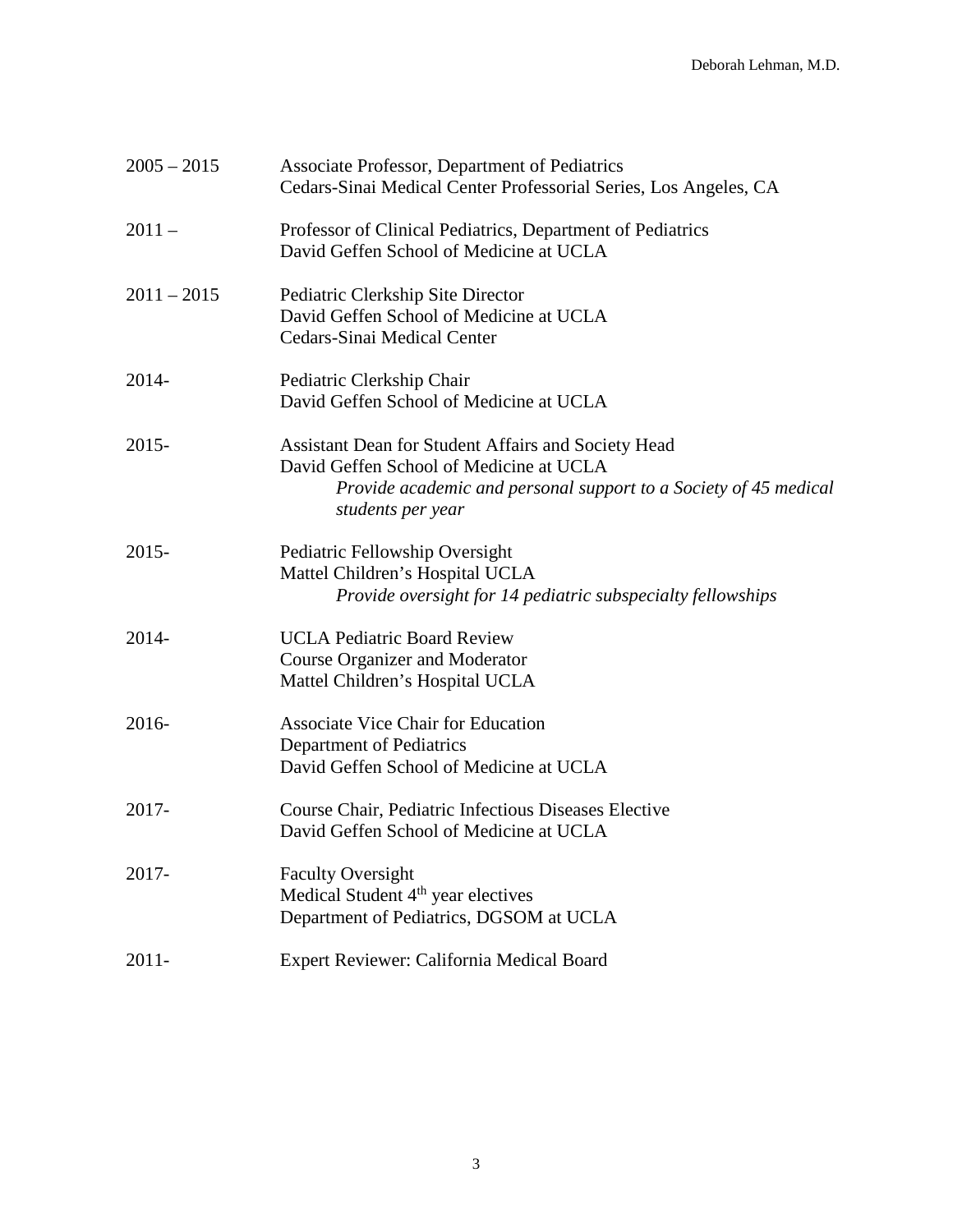| | |
|---|---|
| 2005 – 2015 | Associate Professor, Department of Pediatrics<br>Cedars-Sinai Medical Center Professorial Series, Los Angeles, CA |
| 2011 – | Professor of Clinical Pediatrics, Department of Pediatrics<br>David Geffen School of Medicine at UCLA |
| 2011 – 2015 | Pediatric Clerkship Site Director<br>David Geffen School of Medicine at UCLA<br>Cedars-Sinai Medical Center |
| 2014- | Pediatric Clerkship Chair<br>David Geffen School of Medicine at UCLA |
| 2015- | Assistant Dean for Student Affairs and Society Head<br>David Geffen School of Medicine at UCLA<br>*Provide academic and personal support to a Society of 45 medical students per year* |
| 2015- | Pediatric Fellowship Oversight<br>Mattel Children's Hospital UCLA<br>*Provide oversight for 14 pediatric subspecialty fellowships* |
| 2014- | UCLA Pediatric Board Review<br>Course Organizer and Moderator<br>Mattel Children's Hospital UCLA |
| 2016- | Associate Vice Chair for Education<br>Department of Pediatrics<br>David Geffen School of Medicine at UCLA |
| 2017- | Course Chair, Pediatric Infectious Diseases Elective<br>David Geffen School of Medicine at UCLA |
| 2017- | Faculty Oversight<br>Medical Student 4th year electives<br>Department of Pediatrics, DGSOM at UCLA |
| 2011- | Expert Reviewer: California Medical Board |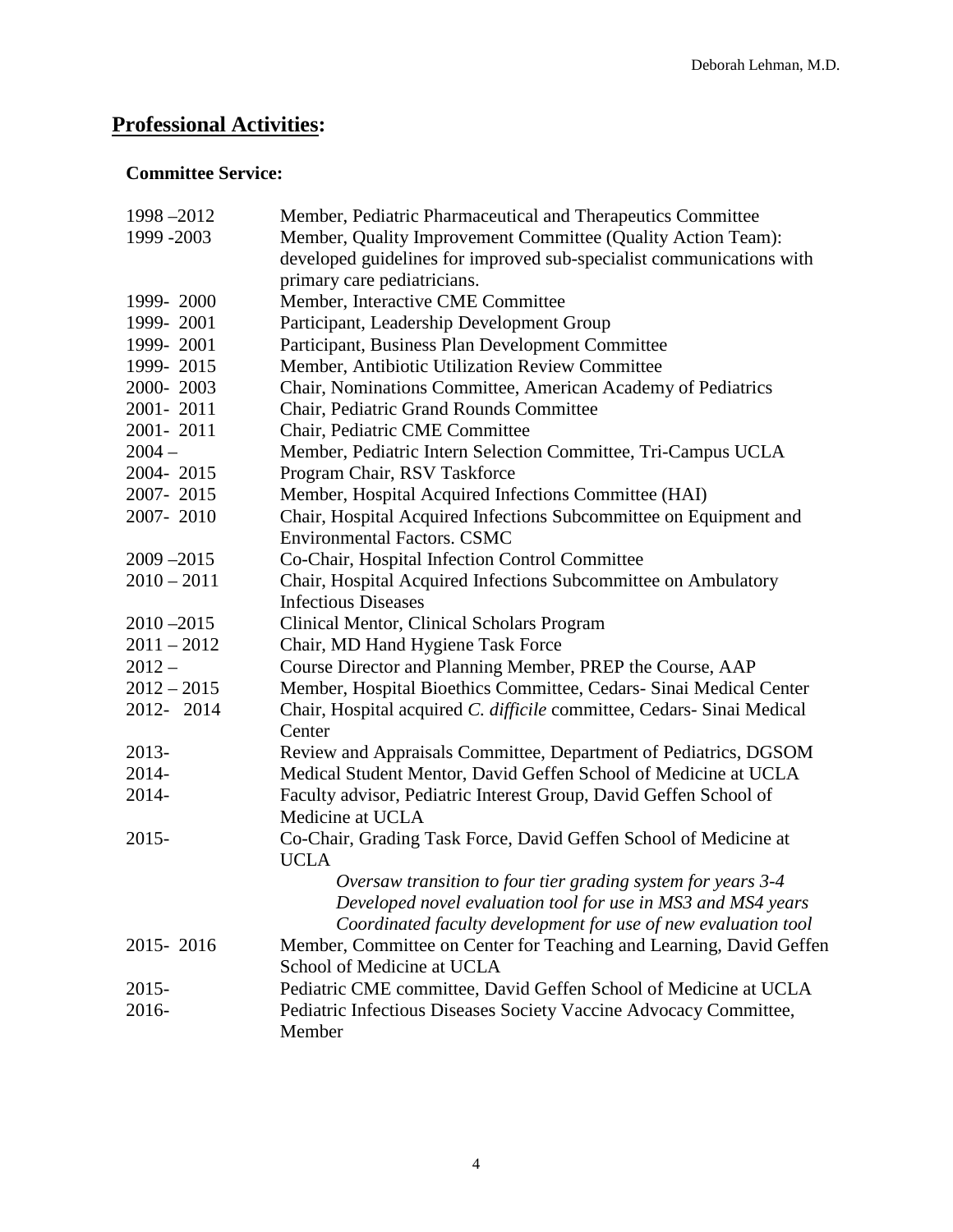## **Professional Activities:**

### Committee Service:

| | |
|---|---|
| 1998 –2012 | Member, Pediatric Pharmaceutical and Therapeutics Committee |
| 1999 -2003 | Member, Quality Improvement Committee (Quality Action Team): developed guidelines for improved sub-specialist communications with primary care pediatricians. |
| 1999- 2000 | Member, Interactive CME Committee |
| 1999- 2001 | Participant, Leadership Development Group |
| 1999- 2001 | Participant, Business Plan Development Committee |
| 1999- 2015 | Member, Antibiotic Utilization Review Committee |
| 2000- 2003 | Chair, Nominations Committee, American Academy of Pediatrics |
| 2001- 2011 | Chair, Pediatric Grand Rounds Committee |
| 2001- 2011 | Chair, Pediatric CME Committee |
| 2004 – | Member, Pediatric Intern Selection Committee, Tri-Campus UCLA |
| 2004- 2015 | Program Chair, RSV Taskforce |
| 2007- 2015 | Member, Hospital Acquired Infections Committee (HAI) |
| 2007- 2010 | Chair, Hospital Acquired Infections Subcommittee on Equipment and Environmental Factors. CSMC |
| 2009 –2015 | Co-Chair, Hospital Infection Control Committee |
| 2010 – 2011 | Chair, Hospital Acquired Infections Subcommittee on Ambulatory Infectious Diseases |
| 2010 –2015 | Clinical Mentor, Clinical Scholars Program |
| 2011 – 2012 | Chair, MD Hand Hygiene Task Force |
| 2012 – | Course Director and Planning Member, PREP the Course, AAP |
| 2012 – 2015 | Member, Hospital Bioethics Committee, Cedars- Sinai Medical Center |
| 2012- 2014 | Chair, Hospital acquired *C. difficile* committee, Cedars- Sinai Medical Center |
| 2013- | Review and Appraisals Committee, Department of Pediatrics, DGSOM |
| 2014- | Medical Student Mentor, David Geffen School of Medicine at UCLA |
| 2014- | Faculty advisor, Pediatric Interest Group, David Geffen School of Medicine at UCLA |
| 2015- | Co-Chair, Grading Task Force, David Geffen School of Medicine at UCLA<br>*Oversaw transition to four tier grading system for years 3-4*<br>*Developed novel evaluation tool for use in MS3 and MS4 years*<br>*Coordinated faculty development for use of new evaluation tool* |
| 2015- 2016 | Member, Committee on Center for Teaching and Learning, David Geffen School of Medicine at UCLA |
| 2015- | Pediatric CME committee, David Geffen School of Medicine at UCLA |
| 2016- | Pediatric Infectious Diseases Society Vaccine Advocacy Committee, Member |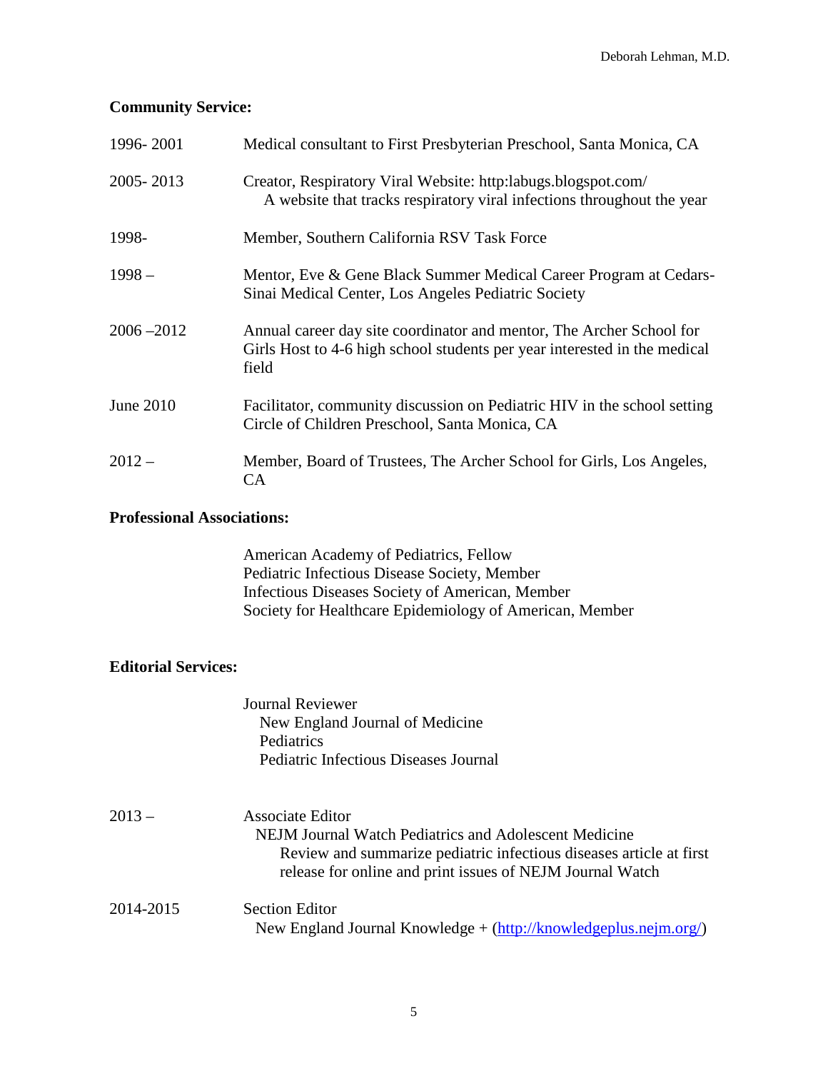### Community Service:

| | |
|---|---|
| 1996- 2001 | Medical consultant to First Presbyterian Preschool, Santa Monica, CA |
| 2005- 2013 | Creator, Respiratory Viral Website: http:labugs.blogspot.com/ A website that tracks respiratory viral infections throughout the year |
| 1998- | Member, Southern California RSV Task Force |
| 1998 – | Mentor, Eve & Gene Black Summer Medical Career Program at Cedars-Sinai Medical Center, Los Angeles Pediatric Society |
| 2006 –2012 | Annual career day site coordinator and mentor, The Archer School for Girls Host to 4-6 high school students per year interested in the medical field |
| June 2010 | Facilitator, community discussion on Pediatric HIV in the school setting Circle of Children Preschool, Santa Monica, CA |
| 2012 – | Member, Board of Trustees, The Archer School for Girls, Los Angeles, CA |

### Professional Associations:

American Academy of Pediatrics, Fellow
Pediatric Infectious Disease Society, Member
Infectious Diseases Society of American, Member
Society for Healthcare Epidemiology of American, Member

### Editorial Services:

Journal Reviewer
- New England Journal of Medicine
- Pediatrics
- Pediatric Infectious Diseases Journal

| | |
|---|---|
| 2013 – | Associate Editor<br>NEJM Journal Watch Pediatrics and Adolescent Medicine<br>Review and summarize pediatric infectious diseases article at first release for online and print issues of NEJM Journal Watch |
| 2014-2015 | Section Editor<br>New England Journal Knowledge + (http://knowledgeplus.nejm.org/) |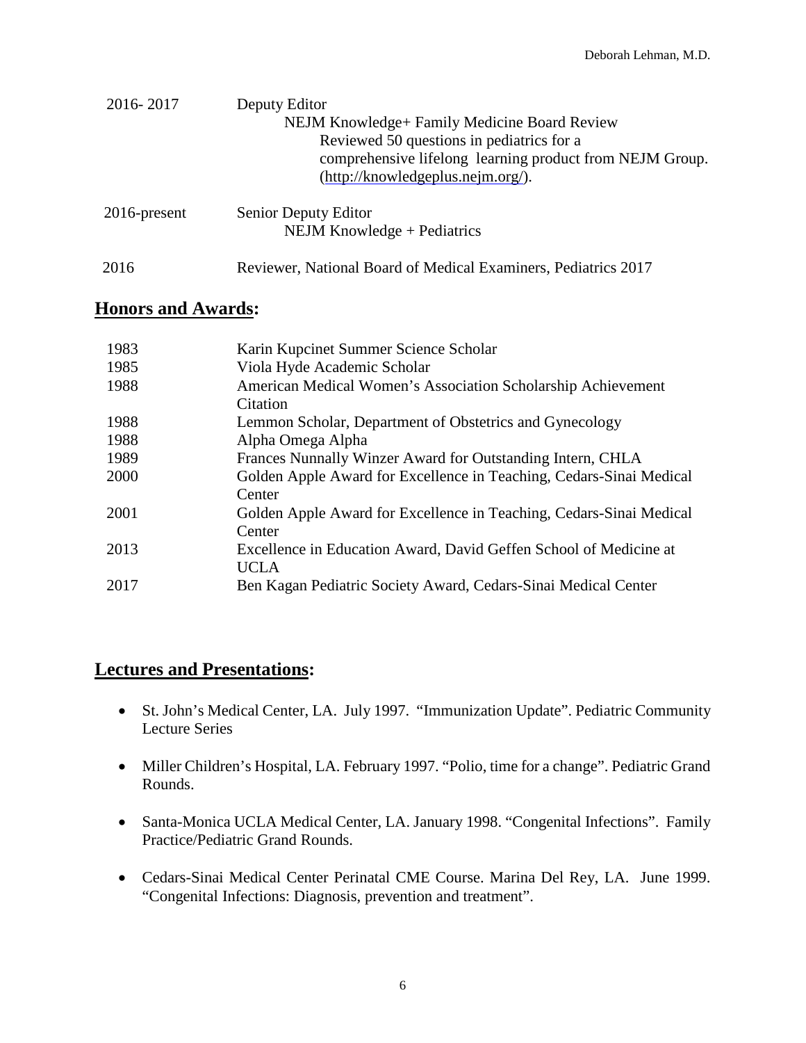| | |
|---|---|
| 2016- 2017 | Deputy Editor<br>NEJM Knowledge+ Family Medicine Board Review<br>Reviewed 50 questions in pediatrics for a comprehensive lifelong learning product from NEJM Group. (http://knowledgeplus.nejm.org/). |
| 2016-present | Senior Deputy Editor<br>NEJM Knowledge + Pediatrics |
| 2016 | Reviewer, National Board of Medical Examiners, Pediatrics 2017 |

## **Honors and Awards:**

| | |
|---|---|
| 1983 | Karin Kupcinet Summer Science Scholar |
| 1985 | Viola Hyde Academic Scholar |
| 1988 | American Medical Women's Association Scholarship Achievement Citation |
| 1988 | Lemmon Scholar, Department of Obstetrics and Gynecology |
| 1988 | Alpha Omega Alpha |
| 1989 | Frances Nunnally Winzer Award for Outstanding Intern, CHLA |
| 2000 | Golden Apple Award for Excellence in Teaching, Cedars-Sinai Medical Center |
| 2001 | Golden Apple Award for Excellence in Teaching, Cedars-Sinai Medical Center |
| 2013 | Excellence in Education Award, David Geffen School of Medicine at UCLA |
| 2017 | Ben Kagan Pediatric Society Award, Cedars-Sinai Medical Center |

## **Lectures and Presentations:**

- St. John's Medical Center, LA. July 1997. "Immunization Update". Pediatric Community Lecture Series

- Miller Children's Hospital, LA. February 1997. "Polio, time for a change". Pediatric Grand Rounds.

- Santa-Monica UCLA Medical Center, LA. January 1998. "Congenital Infections". Family Practice/Pediatric Grand Rounds.

- Cedars-Sinai Medical Center Perinatal CME Course. Marina Del Rey, LA. June 1999. "Congenital Infections: Diagnosis, prevention and treatment".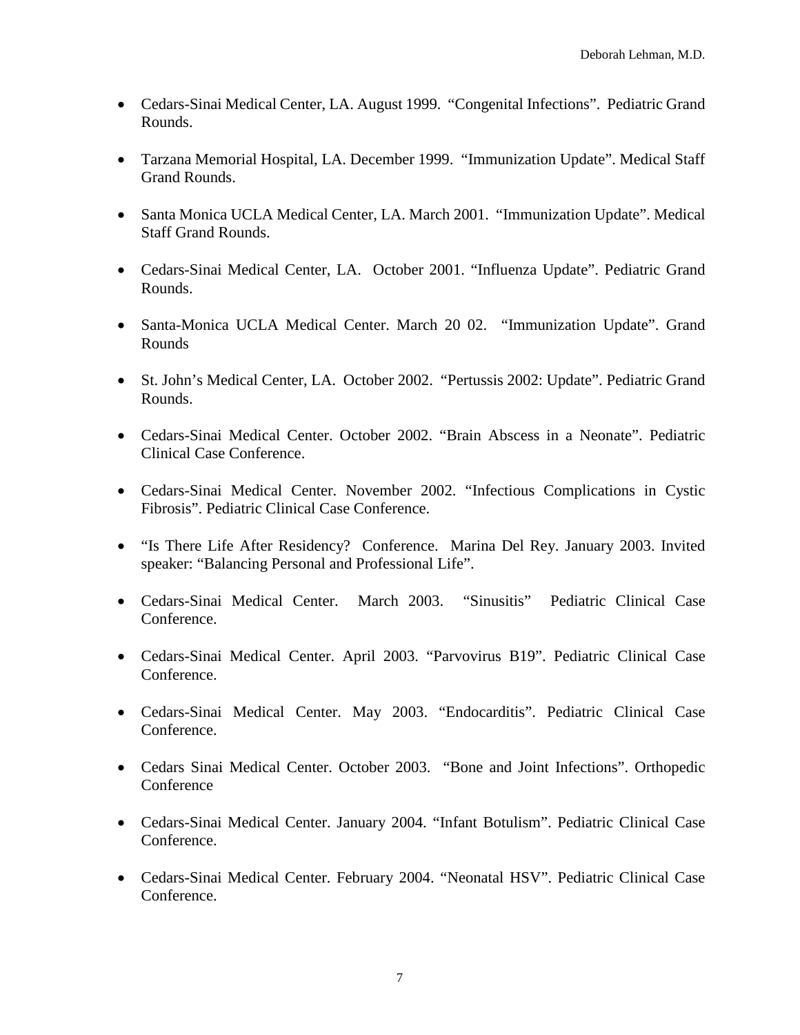- Cedars-Sinai Medical Center, LA. August 1999. “Congenital Infections”. Pediatric Grand Rounds.

- Tarzana Memorial Hospital, LA. December 1999. “Immunization Update”. Medical Staff Grand Rounds.

- Santa Monica UCLA Medical Center, LA. March 2001. “Immunization Update”. Medical Staff Grand Rounds.

- Cedars-Sinai Medical Center, LA. October 2001. “Influenza Update”. Pediatric Grand Rounds.

- Santa-Monica UCLA Medical Center. March 20 02. “Immunization Update”. Grand Rounds

- St. John’s Medical Center, LA. October 2002. “Pertussis 2002: Update”. Pediatric Grand Rounds.

- Cedars-Sinai Medical Center. October 2002. “Brain Abscess in a Neonate”. Pediatric Clinical Case Conference.

- Cedars-Sinai Medical Center. November 2002. “Infectious Complications in Cystic Fibrosis”. Pediatric Clinical Case Conference.

- “Is There Life After Residency? Conference. Marina Del Rey. January 2003. Invited speaker: “Balancing Personal and Professional Life”.

- Cedars-Sinai Medical Center. March 2003. “Sinusitis” Pediatric Clinical Case Conference.

- Cedars-Sinai Medical Center. April 2003. “Parvovirus B19”. Pediatric Clinical Case Conference.

- Cedars-Sinai Medical Center. May 2003. “Endocarditis”. Pediatric Clinical Case Conference.

- Cedars Sinai Medical Center. October 2003. “Bone and Joint Infections”. Orthopedic Conference

- Cedars-Sinai Medical Center. January 2004. “Infant Botulism”. Pediatric Clinical Case Conference.

- Cedars-Sinai Medical Center. February 2004. “Neonatal HSV”. Pediatric Clinical Case Conference.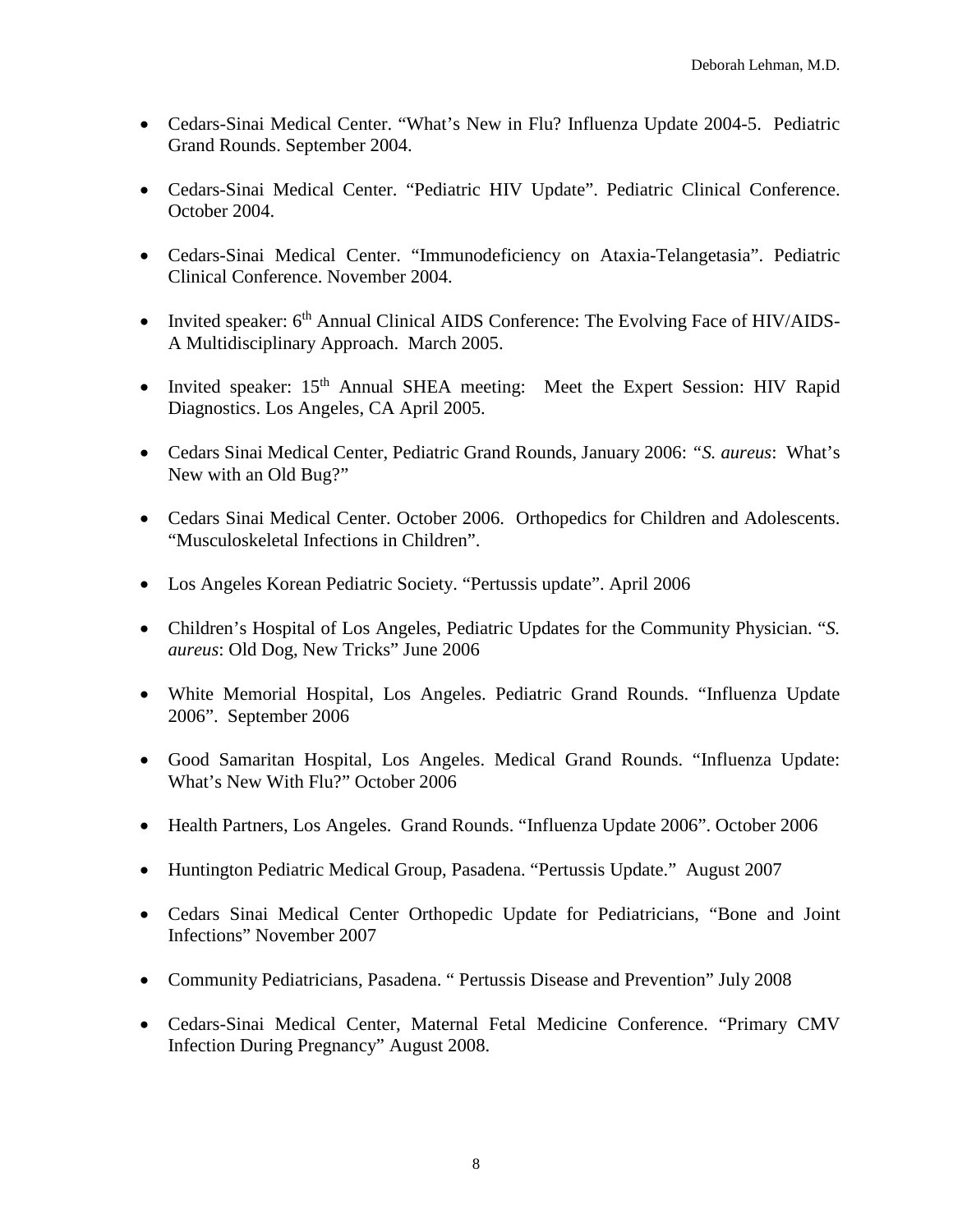- Cedars-Sinai Medical Center. “What’s New in Flu? Influenza Update 2004-5. Pediatric Grand Rounds. September 2004.

- Cedars-Sinai Medical Center. “Pediatric HIV Update”. Pediatric Clinical Conference. October 2004.

- Cedars-Sinai Medical Center. “Immunodeficiency on Ataxia-Telangetasia”. Pediatric Clinical Conference. November 2004.

- Invited speaker: 6th Annual Clinical AIDS Conference: The Evolving Face of HIV/AIDS-A Multidisciplinary Approach. March 2005.

- Invited speaker: 15th Annual SHEA meeting: Meet the Expert Session: HIV Rapid Diagnostics. Los Angeles, CA April 2005.

- Cedars Sinai Medical Center, Pediatric Grand Rounds, January 2006: “*S. aureus*: What’s New with an Old Bug?”

- Cedars Sinai Medical Center. October 2006. Orthopedics for Children and Adolescents. “Musculoskeletal Infections in Children”.

- Los Angeles Korean Pediatric Society. “Pertussis update”. April 2006

- Children’s Hospital of Los Angeles, Pediatric Updates for the Community Physician. “*S. aureus*: Old Dog, New Tricks” June 2006

- White Memorial Hospital, Los Angeles. Pediatric Grand Rounds. “Influenza Update 2006”. September 2006

- Good Samaritan Hospital, Los Angeles. Medical Grand Rounds. “Influenza Update: What’s New With Flu?” October 2006

- Health Partners, Los Angeles. Grand Rounds. “Influenza Update 2006”. October 2006

- Huntington Pediatric Medical Group, Pasadena. “Pertussis Update.” August 2007

- Cedars Sinai Medical Center Orthopedic Update for Pediatricians, “Bone and Joint Infections” November 2007

- Community Pediatricians, Pasadena. “ Pertussis Disease and Prevention” July 2008

- Cedars-Sinai Medical Center, Maternal Fetal Medicine Conference. “Primary CMV Infection During Pregnancy” August 2008.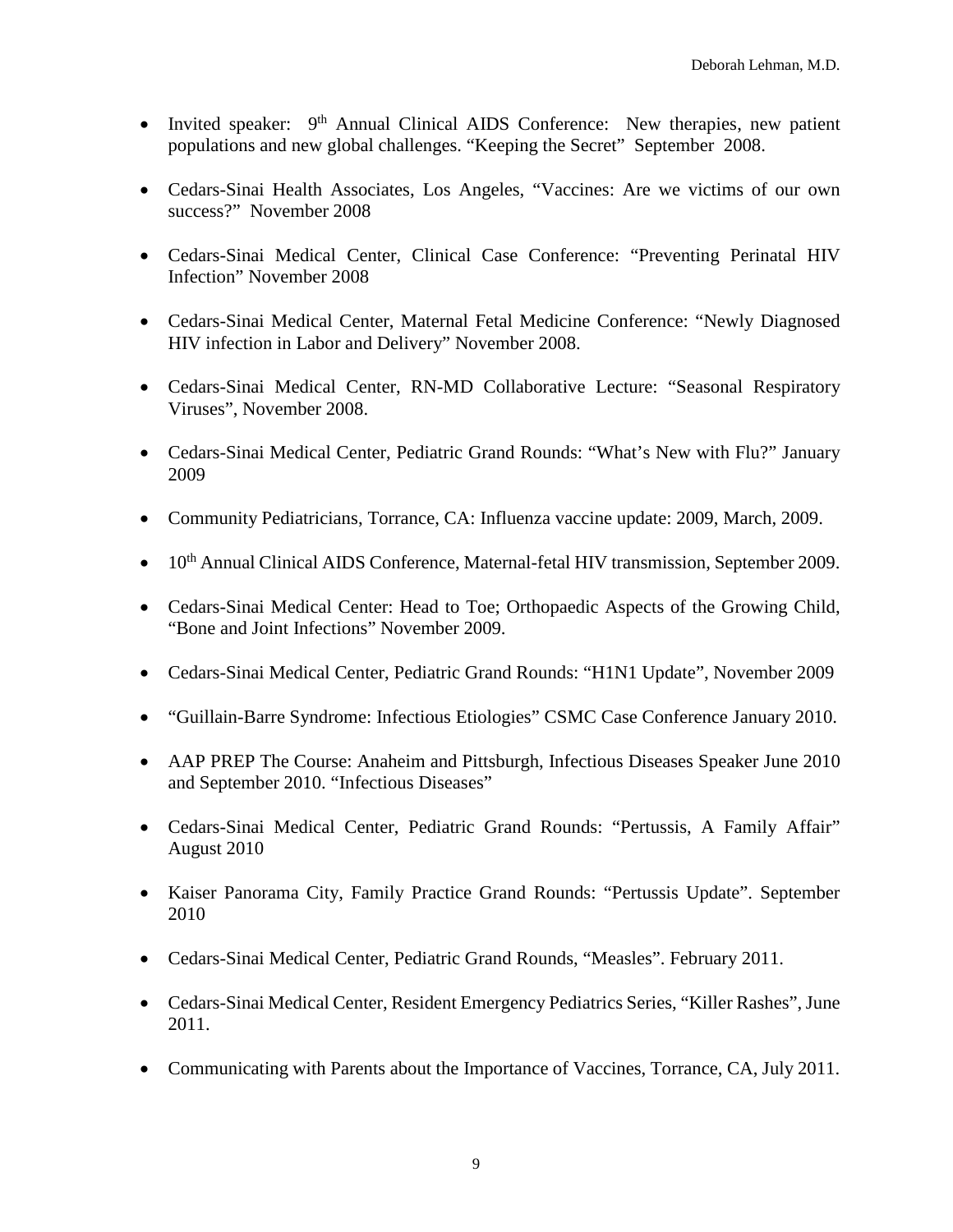- Invited speaker: 9th Annual Clinical AIDS Conference: New therapies, new patient populations and new global challenges. "Keeping the Secret" September 2008.

- Cedars-Sinai Health Associates, Los Angeles, "Vaccines: Are we victims of our own success?" November 2008

- Cedars-Sinai Medical Center, Clinical Case Conference: "Preventing Perinatal HIV Infection" November 2008

- Cedars-Sinai Medical Center, Maternal Fetal Medicine Conference: "Newly Diagnosed HIV infection in Labor and Delivery" November 2008.

- Cedars-Sinai Medical Center, RN-MD Collaborative Lecture: "Seasonal Respiratory Viruses", November 2008.

- Cedars-Sinai Medical Center, Pediatric Grand Rounds: "What's New with Flu?" January 2009

- Community Pediatricians, Torrance, CA: Influenza vaccine update: 2009, March, 2009.

- 10th Annual Clinical AIDS Conference, Maternal-fetal HIV transmission, September 2009.

- Cedars-Sinai Medical Center: Head to Toe; Orthopaedic Aspects of the Growing Child, "Bone and Joint Infections" November 2009.

- Cedars-Sinai Medical Center, Pediatric Grand Rounds: "H1N1 Update", November 2009

- "Guillain-Barre Syndrome: Infectious Etiologies" CSMC Case Conference January 2010.

- AAP PREP The Course: Anaheim and Pittsburgh, Infectious Diseases Speaker June 2010 and September 2010. "Infectious Diseases"

- Cedars-Sinai Medical Center, Pediatric Grand Rounds: "Pertussis, A Family Affair" August 2010

- Kaiser Panorama City, Family Practice Grand Rounds: "Pertussis Update". September 2010

- Cedars-Sinai Medical Center, Pediatric Grand Rounds, "Measles". February 2011.

- Cedars-Sinai Medical Center, Resident Emergency Pediatrics Series, "Killer Rashes", June 2011.

- Communicating with Parents about the Importance of Vaccines, Torrance, CA, July 2011.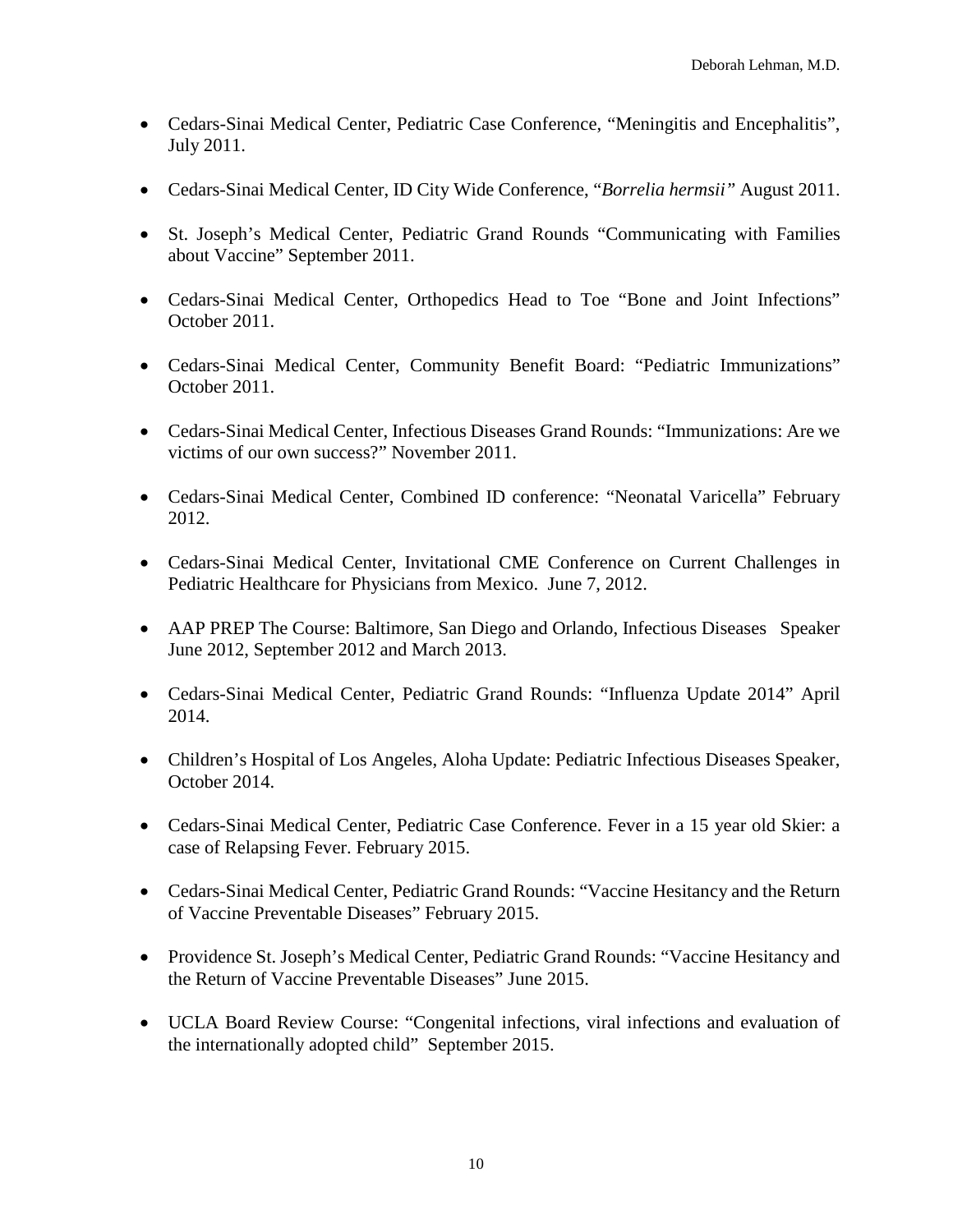- Cedars-Sinai Medical Center, Pediatric Case Conference, “Meningitis and Encephalitis”, July 2011.
- Cedars-Sinai Medical Center, ID City Wide Conference, “*Borrelia hermsii”* August 2011.
- St. Joseph’s Medical Center, Pediatric Grand Rounds “Communicating with Families about Vaccine” September 2011.
- Cedars-Sinai Medical Center, Orthopedics Head to Toe “Bone and Joint Infections” October 2011.
- Cedars-Sinai Medical Center, Community Benefit Board: “Pediatric Immunizations” October 2011.
- Cedars-Sinai Medical Center, Infectious Diseases Grand Rounds: “Immunizations: Are we victims of our own success?” November 2011.
- Cedars-Sinai Medical Center, Combined ID conference: “Neonatal Varicella” February 2012.
- Cedars-Sinai Medical Center, Invitational CME Conference on Current Challenges in Pediatric Healthcare for Physicians from Mexico. June 7, 2012.
- AAP PREP The Course: Baltimore, San Diego and Orlando, Infectious Diseases Speaker June 2012, September 2012 and March 2013.
- Cedars-Sinai Medical Center, Pediatric Grand Rounds: “Influenza Update 2014” April 2014.
- Children’s Hospital of Los Angeles, Aloha Update: Pediatric Infectious Diseases Speaker, October 2014.
- Cedars-Sinai Medical Center, Pediatric Case Conference. Fever in a 15 year old Skier: a case of Relapsing Fever. February 2015.
- Cedars-Sinai Medical Center, Pediatric Grand Rounds: “Vaccine Hesitancy and the Return of Vaccine Preventable Diseases” February 2015.
- Providence St. Joseph’s Medical Center, Pediatric Grand Rounds: “Vaccine Hesitancy and the Return of Vaccine Preventable Diseases” June 2015.
- UCLA Board Review Course: “Congenital infections, viral infections and evaluation of the internationally adopted child” September 2015.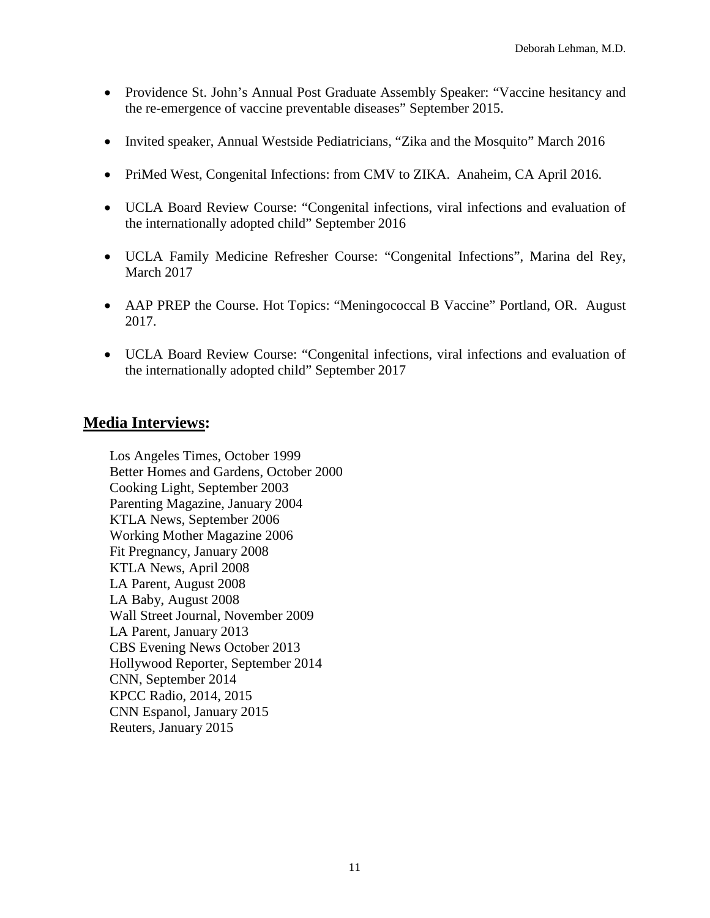- Providence St. John's Annual Post Graduate Assembly Speaker: "Vaccine hesitancy and the re-emergence of vaccine preventable diseases" September 2015.

- Invited speaker, Annual Westside Pediatricians, "Zika and the Mosquito" March 2016

- PriMed West, Congenital Infections: from CMV to ZIKA. Anaheim, CA April 2016.

- UCLA Board Review Course: "Congenital infections, viral infections and evaluation of the internationally adopted child" September 2016

- UCLA Family Medicine Refresher Course: "Congenital Infections", Marina del Rey, March 2017

- AAP PREP the Course. Hot Topics: "Meningococcal B Vaccine" Portland, OR. August 2017.

- UCLA Board Review Course: "Congenital infections, viral infections and evaluation of the internationally adopted child" September 2017

## Media Interviews:

Los Angeles Times, October 1999
Better Homes and Gardens, October 2000
Cooking Light, September 2003
Parenting Magazine, January 2004
KTLA News, September 2006
Working Mother Magazine 2006
Fit Pregnancy, January 2008
KTLA News, April 2008
LA Parent, August 2008
LA Baby, August 2008
Wall Street Journal, November 2009
LA Parent, January 2013
CBS Evening News October 2013
Hollywood Reporter, September 2014
CNN, September 2014
KPCC Radio, 2014, 2015
CNN Espanol, January 2015
Reuters, January 2015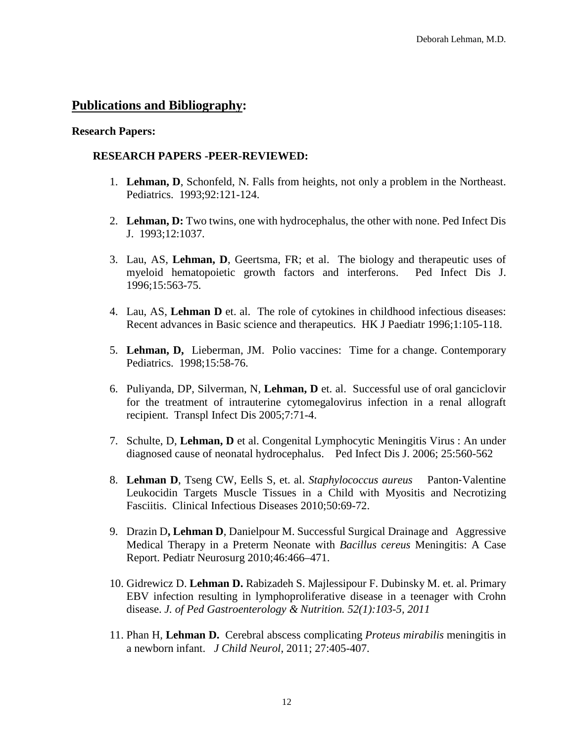## **Publications and Bibliography:**

**Research Papers:**

**RESEARCH PAPERS -PEER-REVIEWED:**

1. **Lehman, D**, Schonfeld, N. Falls from heights, not only a problem in the Northeast. Pediatrics. 1993;92:121-124.

2. **Lehman, D:** Two twins, one with hydrocephalus, the other with none. Ped Infect Dis J. 1993;12:1037.

3. Lau, AS, **Lehman, D**, Geertsma, FR; et al. The biology and therapeutic uses of myeloid hematopoietic growth factors and interferons. Ped Infect Dis J. 1996;15:563-75.

4. Lau, AS, **Lehman D** et. al. The role of cytokines in childhood infectious diseases: Recent advances in Basic science and therapeutics. HK J Paediatr 1996;1:105-118.

5. **Lehman, D,** Lieberman, JM. Polio vaccines: Time for a change. Contemporary Pediatrics. 1998;15:58-76.

6. Puliyanda, DP, Silverman, N, **Lehman, D** et. al. Successful use of oral ganciclovir for the treatment of intrauterine cytomegalovirus infection in a renal allograft recipient. Transpl Infect Dis 2005;7:71-4.

7. Schulte, D, **Lehman, D** et al. Congenital Lymphocytic Meningitis Virus : An under diagnosed cause of neonatal hydrocephalus. Ped Infect Dis J. 2006; 25:560-562

8. **Lehman D**, Tseng CW, Eells S, et. al. *Staphylococcus aureus* Panton-Valentine Leukocidin Targets Muscle Tissues in a Child with Myositis and Necrotizing Fasciitis. Clinical Infectious Diseases 2010;50:69-72.

9. Drazin D**, Lehman D**, Danielpour M. Successful Surgical Drainage and Aggressive Medical Therapy in a Preterm Neonate with *Bacillus cereus* Meningitis: A Case Report. Pediatr Neurosurg 2010;46:466–471.

10. Gidrewicz D. **Lehman D.** Rabizadeh S. Majlessipour F. Dubinsky M. et. al. Primary EBV infection resulting in lymphoproliferative disease in a teenager with Crohn disease. *J. of Ped Gastroenterology & Nutrition. 52(1):103-5, 2011*

11. Phan H, **Lehman D.** Cerebral abscess complicating *Proteus mirabilis* meningitis in a newborn infant. *J Child Neurol*, 2011; 27:405-407.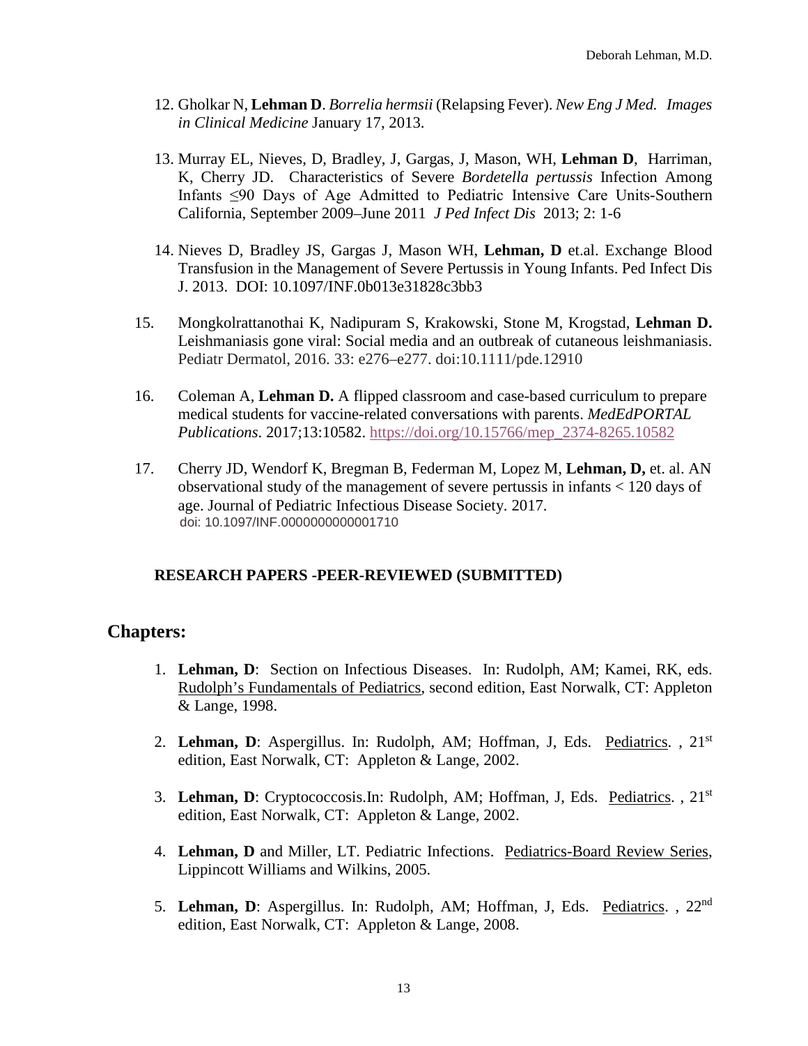12. Gholkar N, **Lehman D**. *Borrelia hermsii* (Relapsing Fever). *New Eng J Med. Images in Clinical Medicine* January 17, 2013.

13. Murray EL, Nieves, D, Bradley, J, Gargas, J, Mason, WH, **Lehman D**, Harriman, K, Cherry JD. Characteristics of Severe *Bordetella pertussis* Infection Among Infants ≤90 Days of Age Admitted to Pediatric Intensive Care Units-Southern California, September 2009–June 2011 *J Ped Infect Dis* 2013; 2: 1-6

14. Nieves D, Bradley JS, Gargas J, Mason WH, **Lehman, D** et.al. Exchange Blood Transfusion in the Management of Severe Pertussis in Young Infants. Ped Infect Dis J. 2013. DOI: 10.1097/INF.0b013e31828c3bb3

15. Mongkolrattanothai K, Nadipuram S, Krakowski, Stone M, Krogstad, **Lehman D.** Leishmaniasis gone viral: Social media and an outbreak of cutaneous leishmaniasis. Pediatr Dermatol, 2016. 33: e276–e277. doi:10.1111/pde.12910

16. Coleman A, **Lehman D.** A flipped classroom and case-based curriculum to prepare medical students for vaccine-related conversations with parents. *MedEdPORTAL Publications*. 2017;13:10582. https://doi.org/10.15766/mep_2374-8265.10582

17. Cherry JD, Wendorf K, Bregman B, Federman M, Lopez M, **Lehman, D,** et. al. AN observational study of the management of severe pertussis in infants < 120 days of age. Journal of Pediatric Infectious Disease Society. 2017. doi: 10.1097/INF.0000000000001710

**RESEARCH PAPERS -PEER-REVIEWED (SUBMITTED)**

## Chapters:

1. **Lehman, D**: Section on Infectious Diseases. In: Rudolph, AM; Kamei, RK, eds. Rudolph's Fundamentals of Pediatrics, second edition, East Norwalk, CT: Appleton & Lange, 1998.

2. **Lehman, D**: Aspergillus. In: Rudolph, AM; Hoffman, J, Eds. Pediatrics. , 21st edition, East Norwalk, CT: Appleton & Lange, 2002.

3. **Lehman, D**: Cryptococcosis.In: Rudolph, AM; Hoffman, J, Eds. Pediatrics. , 21st edition, East Norwalk, CT: Appleton & Lange, 2002.

4. **Lehman, D** and Miller, LT. Pediatric Infections. Pediatrics-Board Review Series, Lippincott Williams and Wilkins, 2005.

5. **Lehman, D**: Aspergillus. In: Rudolph, AM; Hoffman, J, Eds. Pediatrics. , 22nd edition, East Norwalk, CT: Appleton & Lange, 2008.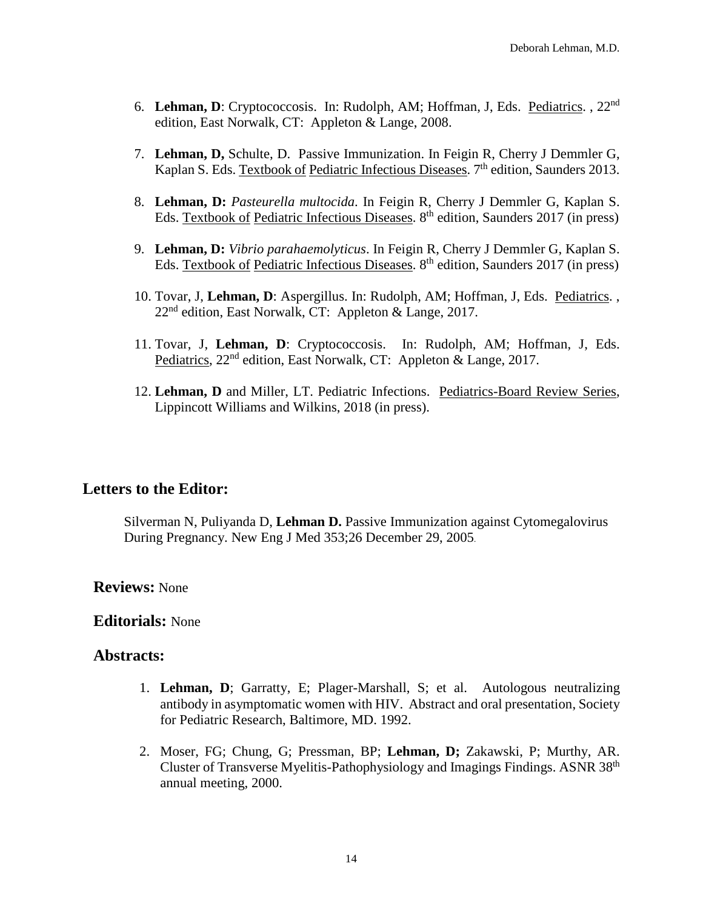6. **Lehman, D**: Cryptococcosis. In: Rudolph, AM; Hoffman, J, Eds. Pediatrics. , 22nd edition, East Norwalk, CT: Appleton & Lange, 2008.

7. **Lehman, D,** Schulte, D. Passive Immunization. In Feigin R, Cherry J Demmler G, Kaplan S. Eds. Textbook of Pediatric Infectious Diseases. 7th edition, Saunders 2013.

8. **Lehman, D:** *Pasteurella multocida*. In Feigin R, Cherry J Demmler G, Kaplan S. Eds. Textbook of Pediatric Infectious Diseases. 8th edition, Saunders 2017 (in press)

9. **Lehman, D:** *Vibrio parahaemolyticus*. In Feigin R, Cherry J Demmler G, Kaplan S. Eds. Textbook of Pediatric Infectious Diseases. 8th edition, Saunders 2017 (in press)

10. Tovar, J, **Lehman, D**: Aspergillus. In: Rudolph, AM; Hoffman, J, Eds. Pediatrics. , 22nd edition, East Norwalk, CT: Appleton & Lange, 2017.

11. Tovar, J, **Lehman, D**: Cryptococcosis. In: Rudolph, AM; Hoffman, J, Eds. Pediatrics, 22nd edition, East Norwalk, CT: Appleton & Lange, 2017.

12. **Lehman, D** and Miller, LT. Pediatric Infections. Pediatrics-Board Review Series, Lippincott Williams and Wilkins, 2018 (in press).

## Letters to the Editor:

Silverman N, Puliyanda D, **Lehman D.** Passive Immunization against Cytomegalovirus During Pregnancy. New Eng J Med 353;26 December 29, 2005.

**Reviews:** None

**Editorials:** None

## Abstracts:

1. **Lehman, D**; Garratty, E; Plager-Marshall, S; et al. Autologous neutralizing antibody in asymptomatic women with HIV. Abstract and oral presentation, Society for Pediatric Research, Baltimore, MD. 1992.

2. Moser, FG; Chung, G; Pressman, BP; **Lehman, D;** Zakawski, P; Murthy, AR. Cluster of Transverse Myelitis-Pathophysiology and Imagings Findings. ASNR 38th annual meeting, 2000.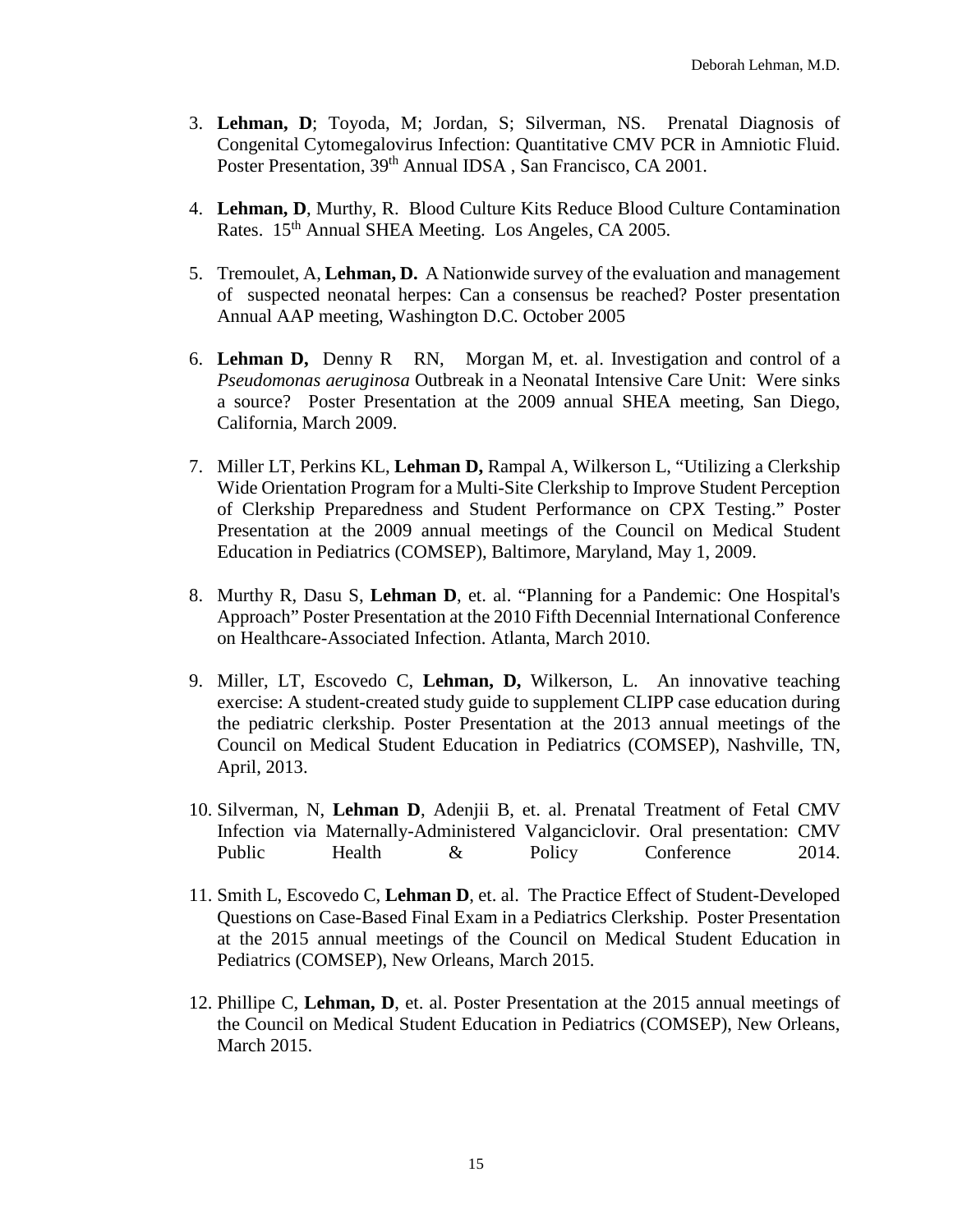3. **Lehman, D**; Toyoda, M; Jordan, S; Silverman, NS. Prenatal Diagnosis of Congenital Cytomegalovirus Infection: Quantitative CMV PCR in Amniotic Fluid. Poster Presentation, 39th Annual IDSA , San Francisco, CA 2001.

4. **Lehman, D**, Murthy, R. Blood Culture Kits Reduce Blood Culture Contamination Rates. 15th Annual SHEA Meeting. Los Angeles, CA 2005.

5. Tremoulet, A, **Lehman, D.** A Nationwide survey of the evaluation and management of suspected neonatal herpes: Can a consensus be reached? Poster presentation Annual AAP meeting, Washington D.C. October 2005

6. **Lehman D,** Denny R RN, Morgan M, et. al. Investigation and control of a *Pseudomonas aeruginosa* Outbreak in a Neonatal Intensive Care Unit: Were sinks a source? Poster Presentation at the 2009 annual SHEA meeting, San Diego, California, March 2009.

7. Miller LT, Perkins KL, **Lehman D,** Rampal A, Wilkerson L, "Utilizing a Clerkship Wide Orientation Program for a Multi-Site Clerkship to Improve Student Perception of Clerkship Preparedness and Student Performance on CPX Testing." Poster Presentation at the 2009 annual meetings of the Council on Medical Student Education in Pediatrics (COMSEP), Baltimore, Maryland, May 1, 2009.

8. Murthy R, Dasu S, **Lehman D**, et. al. "Planning for a Pandemic: One Hospital's Approach" Poster Presentation at the 2010 Fifth Decennial International Conference on Healthcare-Associated Infection. Atlanta, March 2010.

9. Miller, LT, Escovedo C, **Lehman, D,** Wilkerson, L. An innovative teaching exercise: A student-created study guide to supplement CLIPP case education during the pediatric clerkship. Poster Presentation at the 2013 annual meetings of the Council on Medical Student Education in Pediatrics (COMSEP), Nashville, TN, April, 2013.

10. Silverman, N, **Lehman D**, Adenjii B, et. al. Prenatal Treatment of Fetal CMV Infection via Maternally-Administered Valganciclovir. Oral presentation: CMV Public Health & Policy Conference 2014.

11. Smith L, Escovedo C, **Lehman D**, et. al. The Practice Effect of Student-Developed Questions on Case-Based Final Exam in a Pediatrics Clerkship. Poster Presentation at the 2015 annual meetings of the Council on Medical Student Education in Pediatrics (COMSEP), New Orleans, March 2015.

12. Phillipe C, **Lehman, D**, et. al. Poster Presentation at the 2015 annual meetings of the Council on Medical Student Education in Pediatrics (COMSEP), New Orleans, March 2015.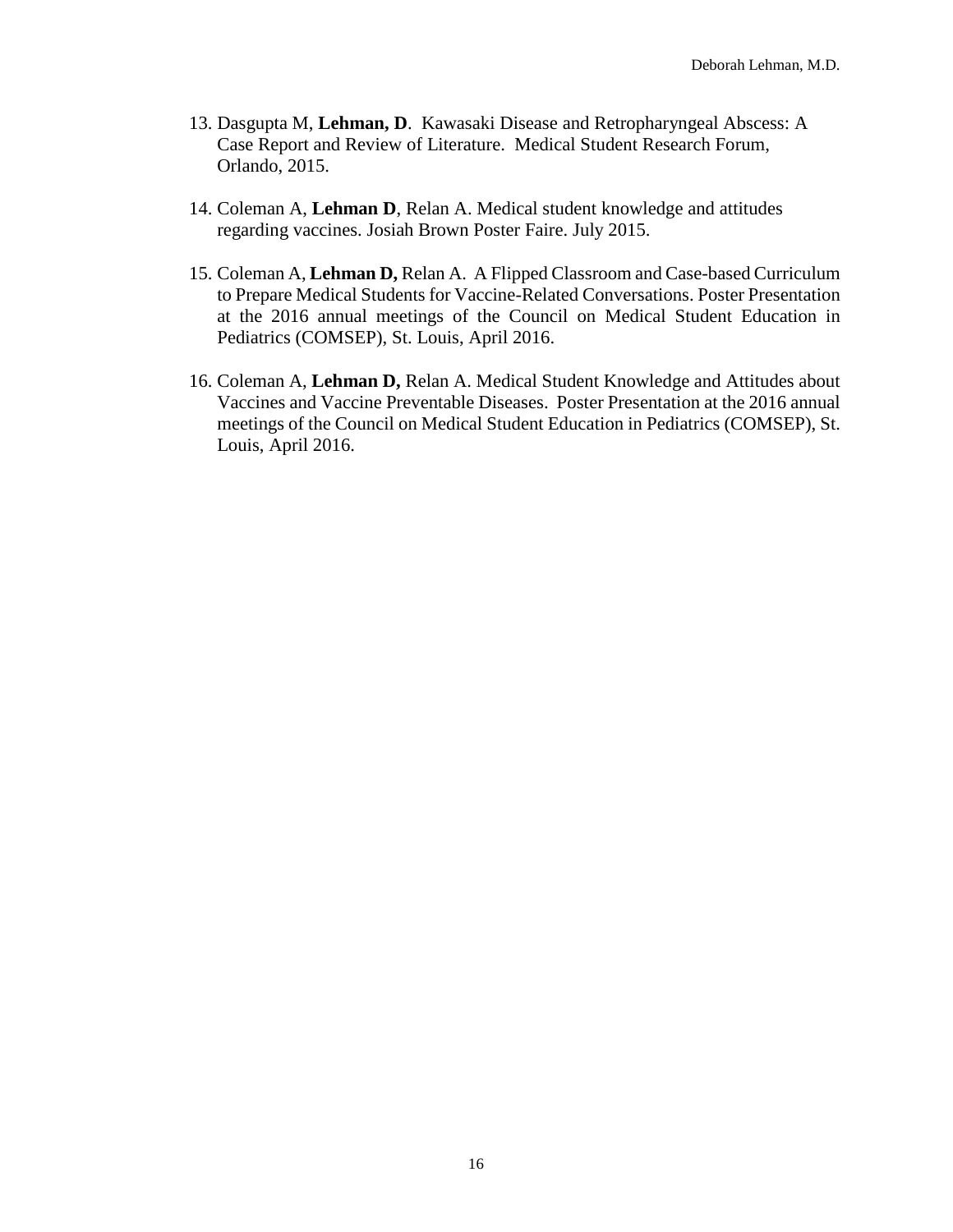13. Dasgupta M, **Lehman, D**. Kawasaki Disease and Retropharyngeal Abscess: A Case Report and Review of Literature. Medical Student Research Forum, Orlando, 2015.

14. Coleman A, **Lehman D**, Relan A. Medical student knowledge and attitudes regarding vaccines. Josiah Brown Poster Faire. July 2015.

15. Coleman A, **Lehman D,** Relan A. A Flipped Classroom and Case-based Curriculum to Prepare Medical Students for Vaccine-Related Conversations. Poster Presentation at the 2016 annual meetings of the Council on Medical Student Education in Pediatrics (COMSEP), St. Louis, April 2016.

16. Coleman A, **Lehman D,** Relan A. Medical Student Knowledge and Attitudes about Vaccines and Vaccine Preventable Diseases. Poster Presentation at the 2016 annual meetings of the Council on Medical Student Education in Pediatrics (COMSEP), St. Louis, April 2016.